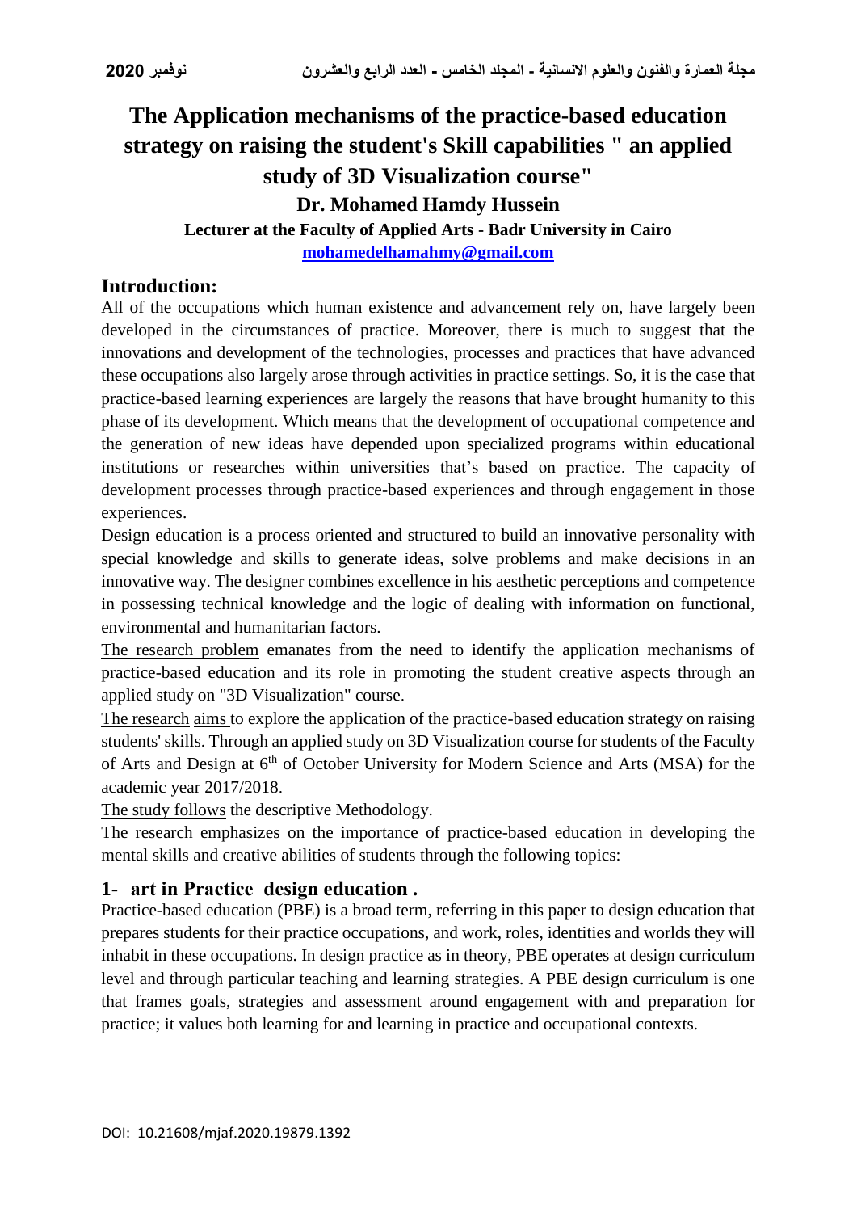# The Application mechanisms of the practice-based education strategy on raising the student's Skill capabilities " an applied study of 3D Visualization course"

**Dr. Mohamed Hamdy Hussein**

**Lecturer at the Faculty of Applied Arts - Badr University in Cairo**

**mohamedelhamahmy@gmail.com**

## Introduction:

All of the occupations which human existence and advancement rely on, have largely been developed in the circumstances of practice. Moreover, there is much to suggest that the innovations and development of the technologies, processes and practices that have advanced these occupations also largely arose through activities in practice settings. So, it is the case that practice-based learning experiences are largely the reasons that have brought humanity to this phase of its development. Which means that the development of occupational competence and the generation of new ideas have depended upon specialized programs within educational institutions or researches within universities that's based on practice. The capacity of development processes through practice-based experiences and through engagement in those experiences.

Design education is a process oriented and structured to build an innovative personality with special knowledge and skills to generate ideas, solve problems and make decisions in an innovative way. The designer combines excellence in his aesthetic perceptions and competence in possessing technical knowledge and the logic of dealing with information on functional, environmental and humanitarian factors.

The research problem emanates from the need to identify the application mechanisms of practice-based education and its role in promoting the student creative aspects through an applied study on "3D Visualization" course.

The research aims to explore the application of the practice-based education strategy on raising students' skills. Through an applied study on 3D Visualization course for students of the Faculty of Arts and Design at 6th of October University for Modern Science and Arts (MSA) for the academic year 2017/2018.

The study follows the descriptive Methodology.

The research emphasizes on the importance of practice-based education in developing the mental skills and creative abilities of students through the following topics:

## 1- art in Practice design education .

Practice-based education (PBE) is a broad term, referring in this paper to design education that prepares students for their practice occupations, and work, roles, identities and worlds they will inhabit in these occupations. In design practice as in theory, PBE operates at design curriculum level and through particular teaching and learning strategies. A PBE design curriculum is one that frames goals, strategies and assessment around engagement with and preparation for practice; it values both learning for and learning in practice and occupational contexts.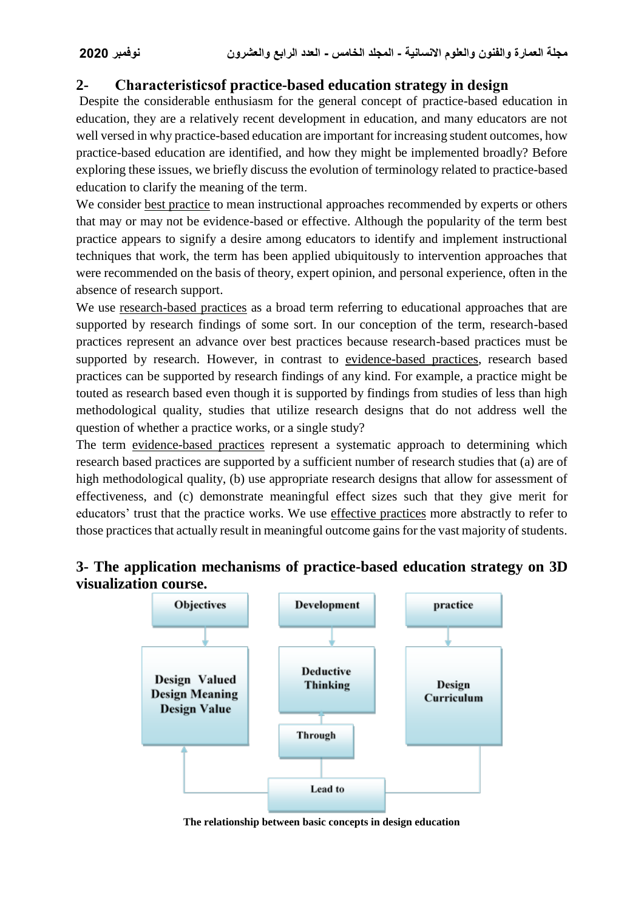## 2- Characteristicsof practice-based education strategy in design

Despite the considerable enthusiasm for the general concept of practice-based education in education, they are a relatively recent development in education, and many educators are not well versed in why practice-based education are important for increasing student outcomes, how practice-based education are identified, and how they might be implemented broadly? Before exploring these issues, we briefly discuss the evolution of terminology related to practice-based education to clarify the meaning of the term.

We consider best practice to mean instructional approaches recommended by experts or others that may or may not be evidence-based or effective. Although the popularity of the term best practice appears to signify a desire among educators to identify and implement instructional techniques that work, the term has been applied ubiquitously to intervention approaches that were recommended on the basis of theory, expert opinion, and personal experience, often in the absence of research support.

We use research-based practices as a broad term referring to educational approaches that are supported by research findings of some sort. In our conception of the term, research-based practices represent an advance over best practices because research-based practices must be supported by research. However, in contrast to evidence-based practices, research based practices can be supported by research findings of any kind. For example, a practice might be touted as research based even though it is supported by findings from studies of less than high methodological quality, studies that utilize research designs that do not address well the question of whether a practice works, or a single study?

The term evidence-based practices represent a systematic approach to determining which research based practices are supported by a sufficient number of research studies that (a) are of high methodological quality, (b) use appropriate research designs that allow for assessment of effectiveness, and (c) demonstrate meaningful effect sizes such that they give merit for educators' trust that the practice works. We use effective practices more abstractly to refer to those practices that actually result in meaningful outcome gains for the vast majority of students.

## 3- The application mechanisms of practice-based education strategy on 3D visualization course.

| Objectives | Development | practice |
|---|---|---|
| Design Valued<br>Design Meaning<br>Design Value | Deductive Thinking | Design Curriculum |
| | Through | |
| | Lead to | |

The relationship between basic concepts in design education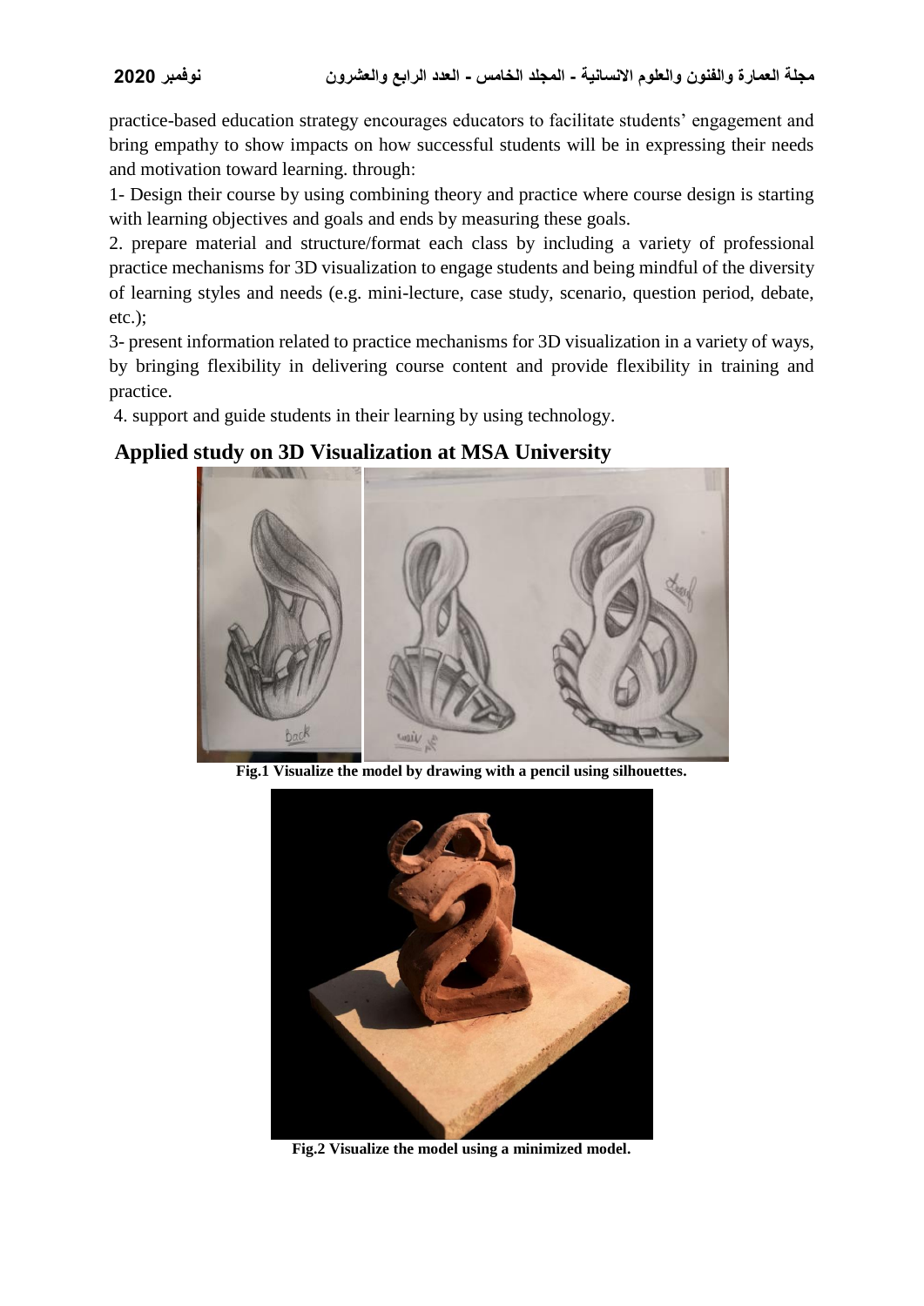practice-based education strategy encourages educators to facilitate students' engagement and bring empathy to show impacts on how successful students will be in expressing their needs and motivation toward learning. through:

1- Design their course by using combining theory and practice where course design is starting with learning objectives and goals and ends by measuring these goals.

2. prepare material and structure/format each class by including a variety of professional practice mechanisms for 3D visualization to engage students and being mindful of the diversity of learning styles and needs (e.g. mini-lecture, case study, scenario, question period, debate, etc.);

3- present information related to practice mechanisms for 3D visualization in a variety of ways, by bringing flexibility in delivering course content and provide flexibility in training and practice.

4. support and guide students in their learning by using technology.

## Applied study on 3D Visualization at MSA University

**Fig.1 Visualize the model by drawing with a pencil using silhouettes.**

**Fig.2 Visualize the model using a minimized model.**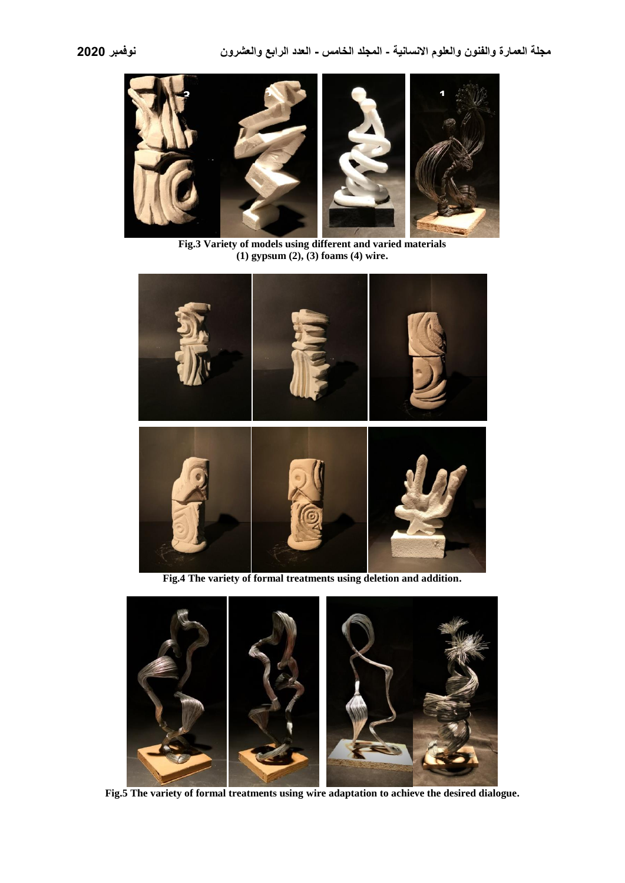Fig.3 Variety of models using different and varied materials
(1) gypsum (2), (3) foams (4) wire.

Fig.4 The variety of formal treatments using deletion and addition.

Fig.5 The variety of formal treatments using wire adaptation to achieve the desired dialogue.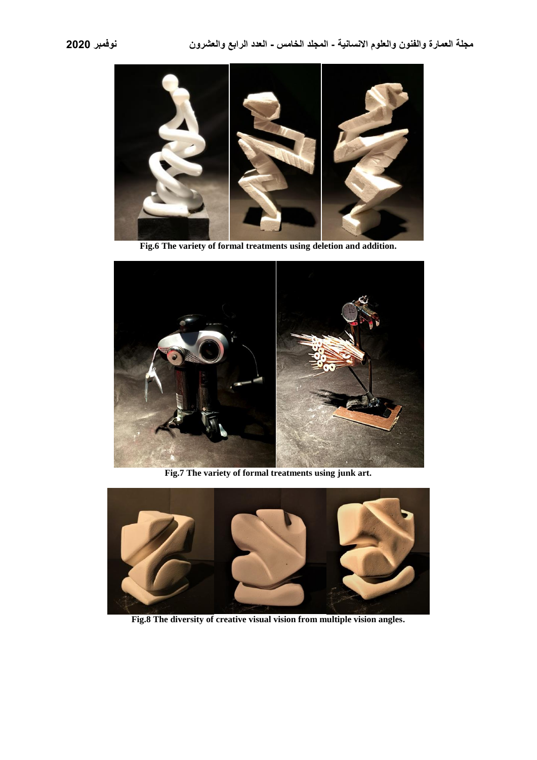Fig.6 The variety of formal treatments using deletion and addition.

Fig.7 The variety of formal treatments using junk art.

Fig.8 The diversity of creative visual vision from multiple vision angles.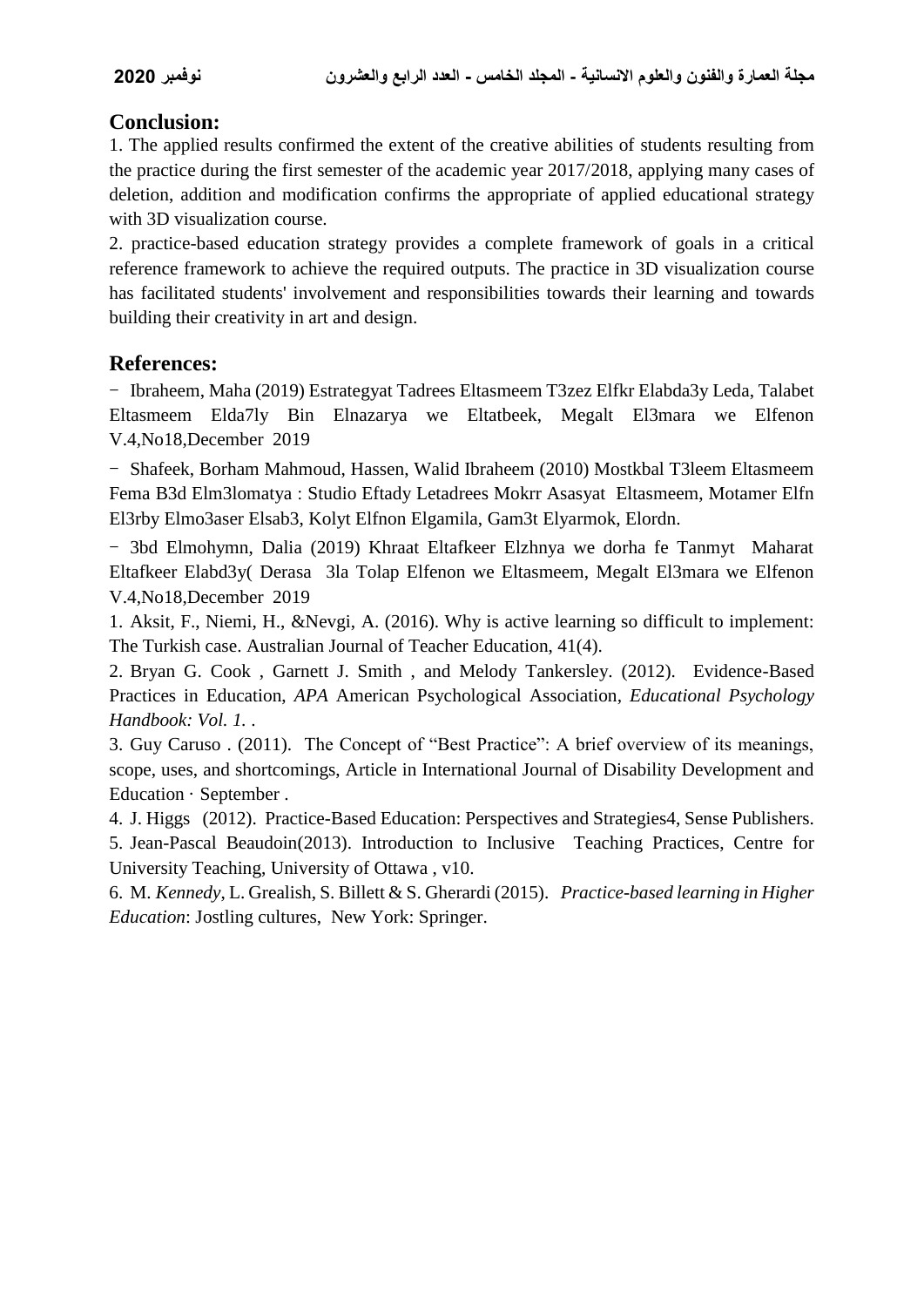## Conclusion:

1. The applied results confirmed the extent of the creative abilities of students resulting from the practice during the first semester of the academic year 2017/2018, applying many cases of deletion, addition and modification confirms the appropriate of applied educational strategy with 3D visualization course.

2. practice-based education strategy provides a complete framework of goals in a critical reference framework to achieve the required outputs. The practice in 3D visualization course has facilitated students' involvement and responsibilities towards their learning and towards building their creativity in art and design.

## References:

- Ibraheem, Maha (2019) Estrategyat Tadrees Eltasmeem T3zez Elfkr Elabda3y Leda, Talabet Eltasmeem Elda7ly Bin Elnazarya we Eltatbeek, Megalt El3mara we Elfenon V.4,No18,December 2019
- Shafeek, Borham Mahmoud, Hassen, Walid Ibraheem (2010) Mostkbal T3leem Eltasmeem Fema B3d Elm3lomatya : Studio Eftady Letadrees Mokrr Asasyat Eltasmeem, Motamer Elfn El3rby Elmo3aser Elsab3, Kolyt Elfnon Elgamila, Gam3t Elyarmok, Elordn.
- 3bd Elmohymn, Dalia (2019) Khraat Eltafkeer Elzhnya we dorha fe Tanmyt Maharat Eltafkeer Elabd3y( Derasa 3la Tolap Elfenon we Eltasmeem, Megalt El3mara we Elfenon V.4,No18,December 2019

1. Aksit, F., Niemi, H., &Nevgi, A. (2016). Why is active learning so difficult to implement: The Turkish case. Australian Journal of Teacher Education, 41(4).
2. Bryan G. Cook , Garnett J. Smith , and Melody Tankersley. (2012). Evidence-Based Practices in Education, *APA* American Psychological Association, *Educational Psychology Handbook: Vol. 1.* .
3. Guy Caruso . (2011). The Concept of "Best Practice": A brief overview of its meanings, scope, uses, and shortcomings, Article in International Journal of Disability Development and Education · September .
4. J. Higgs (2012). Practice-Based Education: Perspectives and Strategies4, Sense Publishers.
5. Jean-Pascal Beaudoin(2013). Introduction to Inclusive Teaching Practices, Centre for University Teaching, University of Ottawa , v10.
6. M. *Kennedy*, L. Grealish, S. Billett & S. Gherardi (2015). *Practice-based learning in Higher Education*: Jostling cultures, New York: Springer.